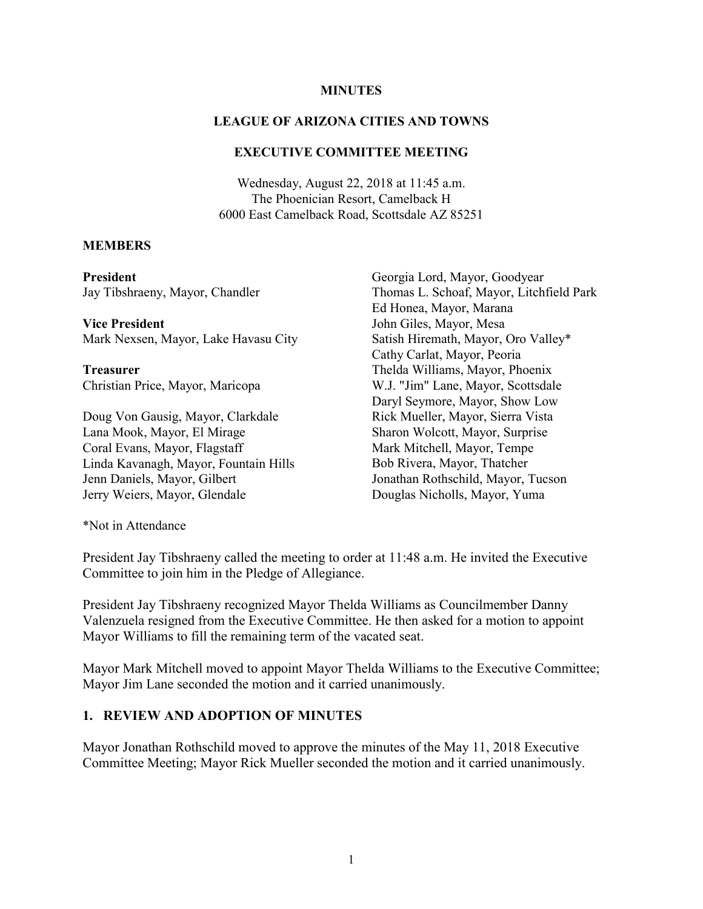# MINUTES

## LEAGUE OF ARIZONA CITIES AND TOWNS

## EXECUTIVE COMMITTEE MEETING

Wednesday, August 22, 2018 at 11:45 a.m.
The Phoenician Resort, Camelback H
6000 East Camelback Road, Scottsdale AZ 85251

### MEMBERS

**President**
Jay Tibshraeny, Mayor, Chandler

**Vice President**
Mark Nexsen, Mayor, Lake Havasu City

**Treasurer**
Christian Price, Mayor, Maricopa

Doug Von Gausig, Mayor, Clarkdale
Lana Mook, Mayor, El Mirage
Coral Evans, Mayor, Flagstaff
Linda Kavanagh, Mayor, Fountain Hills
Jenn Daniels, Mayor, Gilbert
Jerry Weiers, Mayor, Glendale
Georgia Lord, Mayor, Goodyear
Thomas L. Schoaf, Mayor, Litchfield Park
Ed Honea, Mayor, Marana
John Giles, Mayor, Mesa
Satish Hiremath, Mayor, Oro Valley*
Cathy Carlat, Mayor, Peoria
Thelda Williams, Mayor, Phoenix
W.J. "Jim" Lane, Mayor, Scottsdale
Daryl Seymore, Mayor, Show Low
Rick Mueller, Mayor, Sierra Vista
Sharon Wolcott, Mayor, Surprise
Mark Mitchell, Mayor, Tempe
Bob Rivera, Mayor, Thatcher
Jonathan Rothschild, Mayor, Tucson
Douglas Nicholls, Mayor, Yuma

*Not in Attendance

President Jay Tibshraeny called the meeting to order at 11:48 a.m. He invited the Executive Committee to join him in the Pledge of Allegiance.

President Jay Tibshraeny recognized Mayor Thelda Williams as Councilmember Danny Valenzuela resigned from the Executive Committee. He then asked for a motion to appoint Mayor Williams to fill the remaining term of the vacated seat.

Mayor Mark Mitchell moved to appoint Mayor Thelda Williams to the Executive Committee; Mayor Jim Lane seconded the motion and it carried unanimously.

## 1. REVIEW AND ADOPTION OF MINUTES

Mayor Jonathan Rothschild moved to approve the minutes of the May 11, 2018 Executive Committee Meeting; Mayor Rick Mueller seconded the motion and it carried unanimously.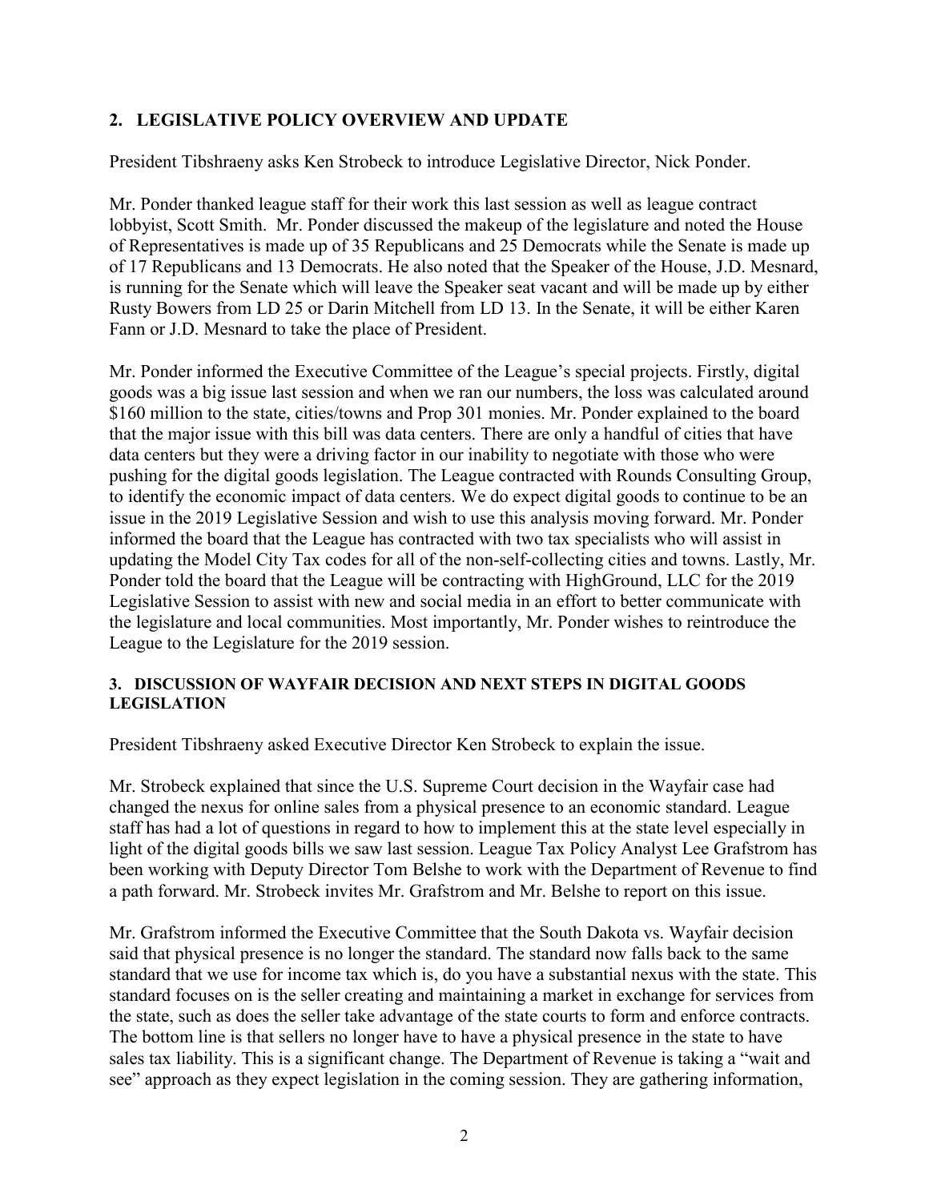## 2. LEGISLATIVE POLICY OVERVIEW AND UPDATE

President Tibshraeny asks Ken Strobeck to introduce Legislative Director, Nick Ponder.

Mr. Ponder thanked league staff for their work this last session as well as league contract lobbyist, Scott Smith. Mr. Ponder discussed the makeup of the legislature and noted the House of Representatives is made up of 35 Republicans and 25 Democrats while the Senate is made up of 17 Republicans and 13 Democrats. He also noted that the Speaker of the House, J.D. Mesnard, is running for the Senate which will leave the Speaker seat vacant and will be made up by either Rusty Bowers from LD 25 or Darin Mitchell from LD 13. In the Senate, it will be either Karen Fann or J.D. Mesnard to take the place of President.

Mr. Ponder informed the Executive Committee of the League's special projects. Firstly, digital goods was a big issue last session and when we ran our numbers, the loss was calculated around $160 million to the state, cities/towns and Prop 301 monies. Mr. Ponder explained to the board that the major issue with this bill was data centers. There are only a handful of cities that have data centers but they were a driving factor in our inability to negotiate with those who were pushing for the digital goods legislation. The League contracted with Rounds Consulting Group, to identify the economic impact of data centers. We do expect digital goods to continue to be an issue in the 2019 Legislative Session and wish to use this analysis moving forward. Mr. Ponder informed the board that the League has contracted with two tax specialists who will assist in updating the Model City Tax codes for all of the non-self-collecting cities and towns. Lastly, Mr. Ponder told the board that the League will be contracting with HighGround, LLC for the 2019 Legislative Session to assist with new and social media in an effort to better communicate with the legislature and local communities. Most importantly, Mr. Ponder wishes to reintroduce the League to the Legislature for the 2019 session.

## 3. DISCUSSION OF WAYFAIR DECISION AND NEXT STEPS IN DIGITAL GOODS LEGISLATION

President Tibshraeny asked Executive Director Ken Strobeck to explain the issue.

Mr. Strobeck explained that since the U.S. Supreme Court decision in the Wayfair case had changed the nexus for online sales from a physical presence to an economic standard. League staff has had a lot of questions in regard to how to implement this at the state level especially in light of the digital goods bills we saw last session. League Tax Policy Analyst Lee Grafstrom has been working with Deputy Director Tom Belshe to work with the Department of Revenue to find a path forward. Mr. Strobeck invites Mr. Grafstrom and Mr. Belshe to report on this issue.

Mr. Grafstrom informed the Executive Committee that the South Dakota vs. Wayfair decision said that physical presence is no longer the standard. The standard now falls back to the same standard that we use for income tax which is, do you have a substantial nexus with the state. This standard focuses on is the seller creating and maintaining a market in exchange for services from the state, such as does the seller take advantage of the state courts to form and enforce contracts. The bottom line is that sellers no longer have to have a physical presence in the state to have sales tax liability. This is a significant change. The Department of Revenue is taking a "wait and see" approach as they expect legislation in the coming session. They are gathering information,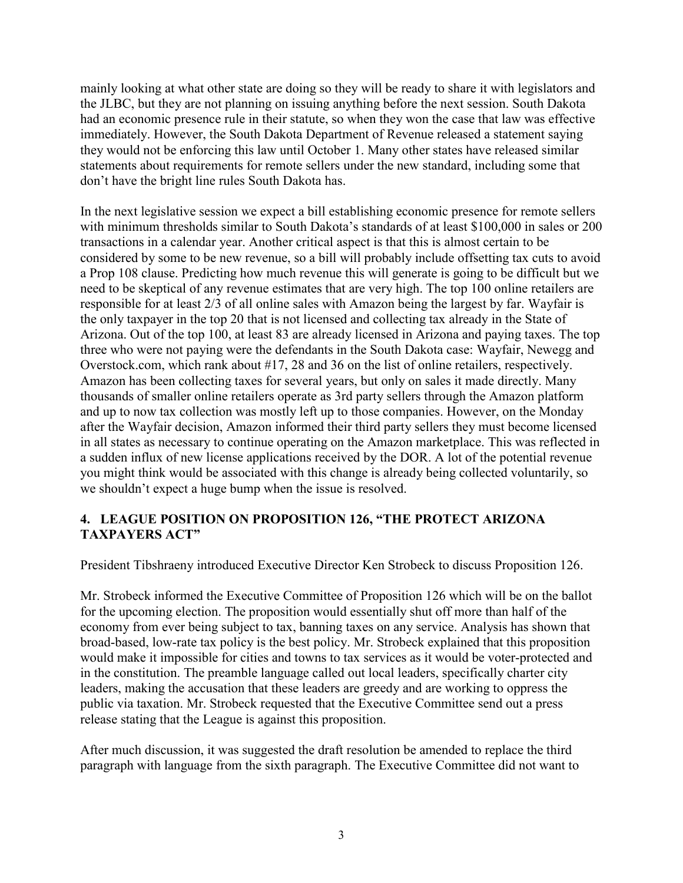mainly looking at what other state are doing so they will be ready to share it with legislators and the JLBC, but they are not planning on issuing anything before the next session. South Dakota had an economic presence rule in their statute, so when they won the case that law was effective immediately. However, the South Dakota Department of Revenue released a statement saying they would not be enforcing this law until October 1. Many other states have released similar statements about requirements for remote sellers under the new standard, including some that don't have the bright line rules South Dakota has.

In the next legislative session we expect a bill establishing economic presence for remote sellers with minimum thresholds similar to South Dakota's standards of at least $100,000 in sales or 200 transactions in a calendar year. Another critical aspect is that this is almost certain to be considered by some to be new revenue, so a bill will probably include offsetting tax cuts to avoid a Prop 108 clause. Predicting how much revenue this will generate is going to be difficult but we need to be skeptical of any revenue estimates that are very high. The top 100 online retailers are responsible for at least 2/3 of all online sales with Amazon being the largest by far. Wayfair is the only taxpayer in the top 20 that is not licensed and collecting tax already in the State of Arizona. Out of the top 100, at least 83 are already licensed in Arizona and paying taxes. The top three who were not paying were the defendants in the South Dakota case: Wayfair, Newegg and Overstock.com, which rank about #17, 28 and 36 on the list of online retailers, respectively. Amazon has been collecting taxes for several years, but only on sales it made directly. Many thousands of smaller online retailers operate as 3rd party sellers through the Amazon platform and up to now tax collection was mostly left up to those companies. However, on the Monday after the Wayfair decision, Amazon informed their third party sellers they must become licensed in all states as necessary to continue operating on the Amazon marketplace. This was reflected in a sudden influx of new license applications received by the DOR. A lot of the potential revenue you might think would be associated with this change is already being collected voluntarily, so we shouldn't expect a huge bump when the issue is resolved.

## 4. LEAGUE POSITION ON PROPOSITION 126, "THE PROTECT ARIZONA TAXPAYERS ACT"

President Tibshraeny introduced Executive Director Ken Strobeck to discuss Proposition 126.

Mr. Strobeck informed the Executive Committee of Proposition 126 which will be on the ballot for the upcoming election. The proposition would essentially shut off more than half of the economy from ever being subject to tax, banning taxes on any service. Analysis has shown that broad-based, low-rate tax policy is the best policy. Mr. Strobeck explained that this proposition would make it impossible for cities and towns to tax services as it would be voter-protected and in the constitution. The preamble language called out local leaders, specifically charter city leaders, making the accusation that these leaders are greedy and are working to oppress the public via taxation. Mr. Strobeck requested that the Executive Committee send out a press release stating that the League is against this proposition.

After much discussion, it was suggested the draft resolution be amended to replace the third paragraph with language from the sixth paragraph. The Executive Committee did not want to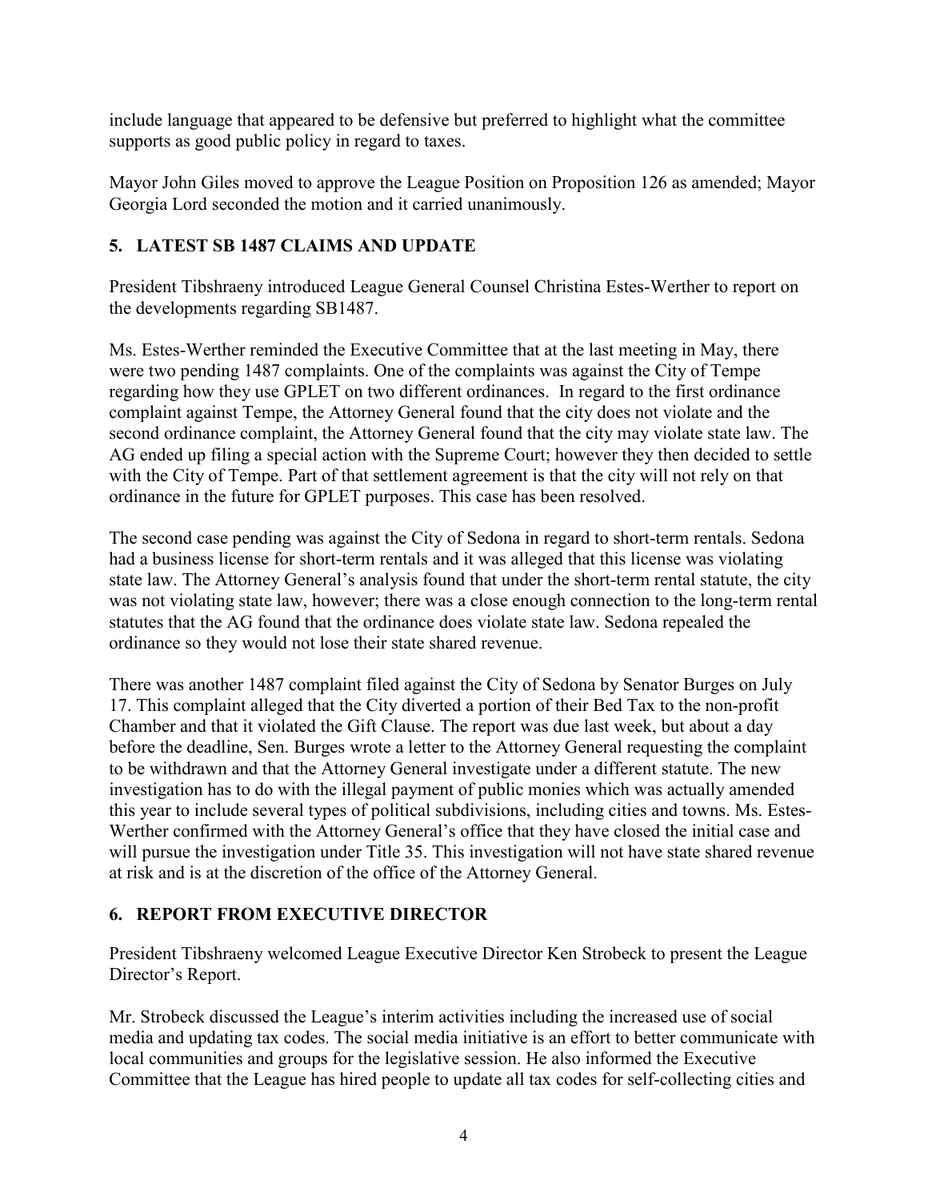include language that appeared to be defensive but preferred to highlight what the committee supports as good public policy in regard to taxes.

Mayor John Giles moved to approve the League Position on Proposition 126 as amended; Mayor Georgia Lord seconded the motion and it carried unanimously.

## 5. LATEST SB 1487 CLAIMS AND UPDATE

President Tibshraeny introduced League General Counsel Christina Estes-Werther to report on the developments regarding SB1487.

Ms. Estes-Werther reminded the Executive Committee that at the last meeting in May, there were two pending 1487 complaints. One of the complaints was against the City of Tempe regarding how they use GPLET on two different ordinances. In regard to the first ordinance complaint against Tempe, the Attorney General found that the city does not violate and the second ordinance complaint, the Attorney General found that the city may violate state law. The AG ended up filing a special action with the Supreme Court; however they then decided to settle with the City of Tempe. Part of that settlement agreement is that the city will not rely on that ordinance in the future for GPLET purposes. This case has been resolved.

The second case pending was against the City of Sedona in regard to short-term rentals. Sedona had a business license for short-term rentals and it was alleged that this license was violating state law. The Attorney General's analysis found that under the short-term rental statute, the city was not violating state law, however; there was a close enough connection to the long-term rental statutes that the AG found that the ordinance does violate state law. Sedona repealed the ordinance so they would not lose their state shared revenue.

There was another 1487 complaint filed against the City of Sedona by Senator Burges on July 17. This complaint alleged that the City diverted a portion of their Bed Tax to the non-profit Chamber and that it violated the Gift Clause. The report was due last week, but about a day before the deadline, Sen. Burges wrote a letter to the Attorney General requesting the complaint to be withdrawn and that the Attorney General investigate under a different statute. The new investigation has to do with the illegal payment of public monies which was actually amended this year to include several types of political subdivisions, including cities and towns. Ms. Estes-Werther confirmed with the Attorney General's office that they have closed the initial case and will pursue the investigation under Title 35. This investigation will not have state shared revenue at risk and is at the discretion of the office of the Attorney General.

## 6. REPORT FROM EXECUTIVE DIRECTOR

President Tibshraeny welcomed League Executive Director Ken Strobeck to present the League Director's Report.

Mr. Strobeck discussed the League's interim activities including the increased use of social media and updating tax codes. The social media initiative is an effort to better communicate with local communities and groups for the legislative session. He also informed the Executive Committee that the League has hired people to update all tax codes for self-collecting cities and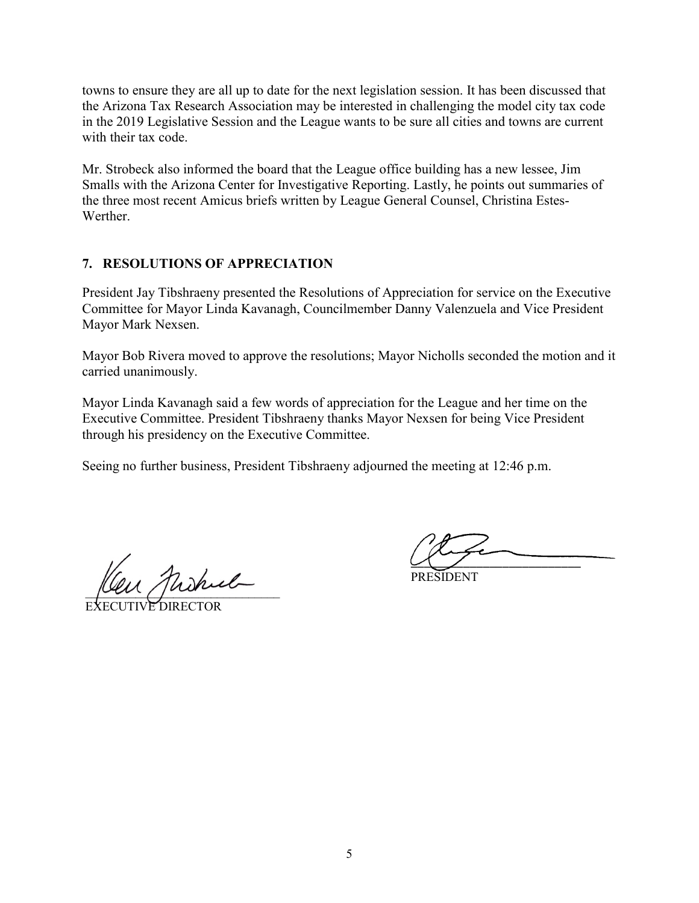towns to ensure they are all up to date for the next legislation session. It has been discussed that the Arizona Tax Research Association may be interested in challenging the model city tax code in the 2019 Legislative Session and the League wants to be sure all cities and towns are current with their tax code.

Mr. Strobeck also informed the board that the League office building has a new lessee, Jim Smalls with the Arizona Center for Investigative Reporting. Lastly, he points out summaries of the three most recent Amicus briefs written by League General Counsel, Christina Estes-Werther.

## 7. RESOLUTIONS OF APPRECIATION

President Jay Tibshraeny presented the Resolutions of Appreciation for service on the Executive Committee for Mayor Linda Kavanagh, Councilmember Danny Valenzuela and Vice President Mayor Mark Nexsen.

Mayor Bob Rivera moved to approve the resolutions; Mayor Nicholls seconded the motion and it carried unanimously.

Mayor Linda Kavanagh said a few words of appreciation for the League and her time on the Executive Committee. President Tibshraeny thanks Mayor Nexsen for being Vice President through his presidency on the Executive Committee.

Seeing no further business, President Tibshraeny adjourned the meeting at 12:46 p.m.

EXECUTIVE DIRECTOR

PRESIDENT